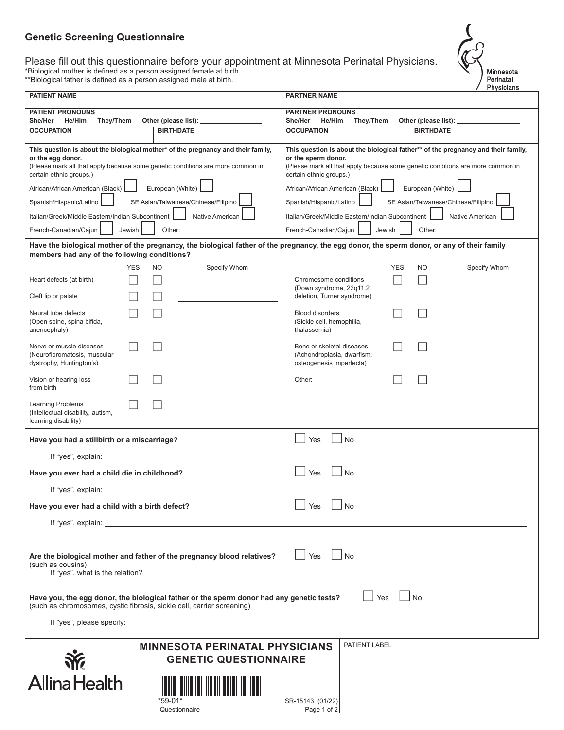# Genetic Screening Questionnaire

Please fill out this questionnaire before your appointment at Minnesota Perinatal Physicians.

*Biological mother is defined as a person assigned female at birth.

**Biological father is defined as a person assigned male at birth.

Minnesota Perinatal Physicians

| | | | |
|---|---|---|---|
| **PATIENT NAME** | | **PARTNER NAME** | |
| **PATIENT PRONOUNS**<br>**She/Her He/Him They/Them Other (please list):** ______ | | **PARTNER PRONOUNS**<br>**She/Her He/Him They/Them Other (please list):** ______ | |
| **OCCUPATION** | **BIRTHDATE** | **OCCUPATION** | **BIRTHDATE** |

**This question is about the biological mother* of the pregnancy and their family, or the egg donor.**
(Please mark all that apply because some genetic conditions are more common in certain ethnic groups.)

- African/African American (Black) ☐
- European (White) ☐
- Spanish/Hispanic/Latino ☐
- SE Asian/Taiwanese/Chinese/Filipino ☐
- Italian/Greek/Middle Eastern/Indian Subcontinent ☐
- Native American ☐
- French-Canadian/Cajun ☐
- Jewish ☐
- Other: ______

**This question is about the biological father** of the pregnancy and their family, or the sperm donor.**
(Please mark all that apply because some genetic conditions are more common in certain ethnic groups.)

- African/African American (Black) ☐
- European (White) ☐
- Spanish/Hispanic/Latino ☐
- SE Asian/Taiwanese/Chinese/Filipino ☐
- Italian/Greek/Middle Eastern/Indian Subcontinent ☐
- Native American ☐
- French-Canadian/Cajun ☐
- Jewish ☐
- Other: ______

**Have the biological mother of the pregnancy, the biological father of the pregnancy, the egg donor, the sperm donor, or any of their family members had any of the following conditions?**

| Condition | YES | NO | Specify Whom |
|---|---|---|---|
| Heart defects (at birth) | ☐ | ☐ | ______ |
| Cleft lip or palate | ☐ | ☐ | ______ |
| Neural tube defects (Open spine, spina bifida, anencephaly) | ☐ | ☐ | ______ |
| Nerve or muscle diseases (Neurofibromatosis, muscular dystrophy, Huntington's) | ☐ | ☐ | ______ |
| Vision or hearing loss from birth | ☐ | ☐ | ______ |
| Learning Problems (Intellectual disability, autism, learning disability) | ☐ | ☐ | ______ |
| Chromosome conditions (Down syndrome, 22q11.2 deletion, Turner syndrome) | ☐ | ☐ | ______ |
| Blood disorders (Sickle cell, hemophilia, thalassemia) | ☐ | ☐ | ______ |
| Bone or skeletal diseases (Achondroplasia, dwarfism, osteogenesis imperfecta) | ☐ | ☐ | ______ |
| Other: ______ ______ | ☐ | ☐ | ______ |

**Have you had a stillbirth or a miscarriage?** ☐ Yes ☐ No

If "yes", explain: ______

**Have you ever had a child die in childhood?** ☐ Yes ☐ No

If "yes", explain: ______

**Have you ever had a child with a birth defect?** ☐ Yes ☐ No

If "yes", explain: ______

**Are the biological mother and father of the pregnancy blood relatives?** ☐ Yes ☐ No
(such as cousins)

If "yes", what is the relation? ______

**Have you, the egg donor, the biological father or the sperm donor had any genetic tests?** ☐ Yes ☐ No
(such as chromosomes, cystic fibrosis, sickle cell, carrier screening)

If "yes", please specify: ______

Allina Health

**MINNESOTA PERINATAL PHYSICIANS GENETIC QUESTIONNAIRE**

PATIENT LABEL

*59-01*
Questionnaire

SR-15143 (01/22)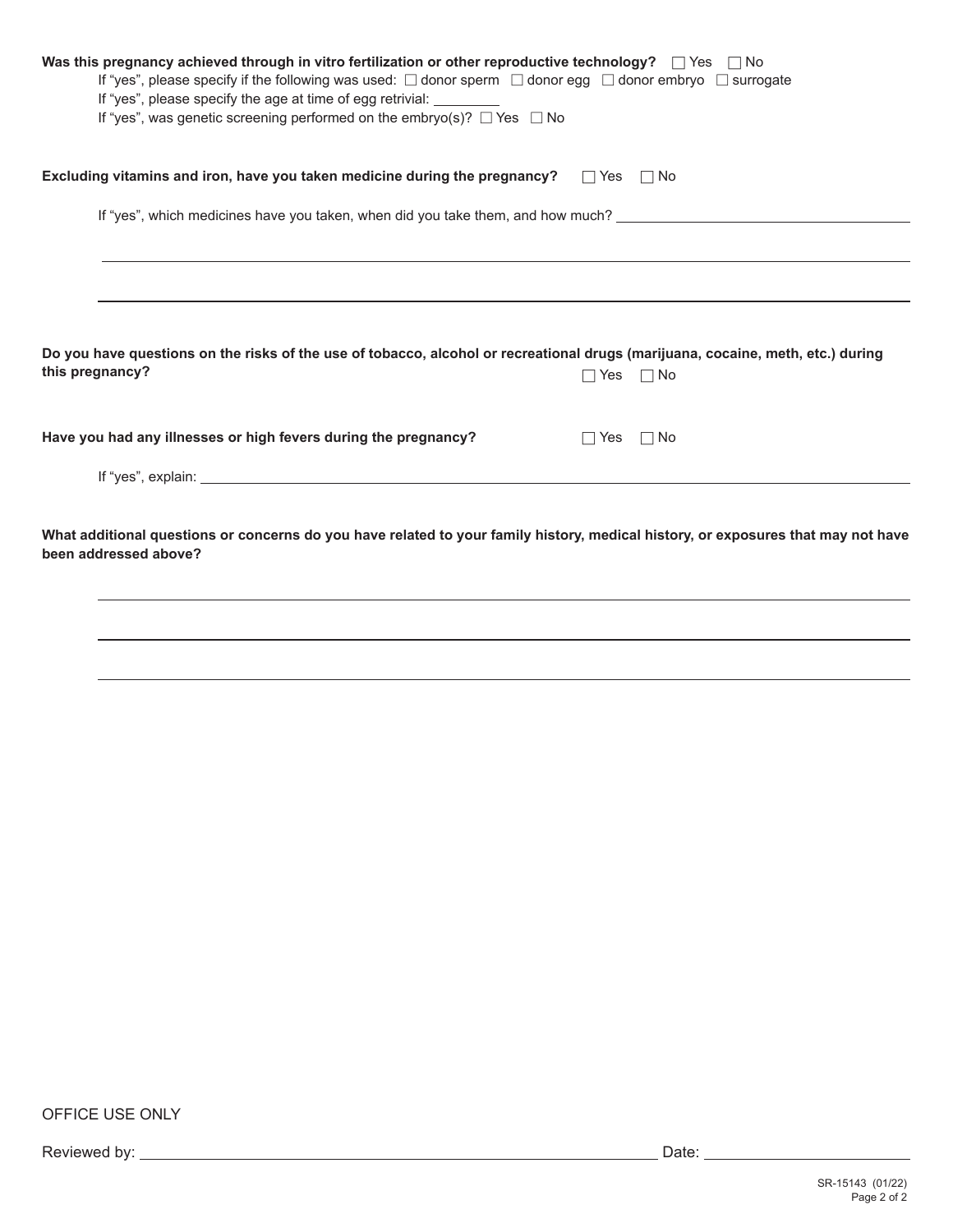**Was this pregnancy achieved through in vitro fertilization or other reproductive technology?** ☐ Yes ☐ No

If "yes", please specify if the following was used: ☐ donor sperm ☐ donor egg ☐ donor embryo ☐ surrogate

If "yes", please specify the age at time of egg retrivial: ________

If "yes", was genetic screening performed on the embryo(s)? ☐ Yes ☐ No

**Excluding vitamins and iron, have you taken medicine during the pregnancy?** ☐ Yes ☐ No

If "yes", which medicines have you taken, when did you take them, and how much? ________________________________________

________________________________________________________________________________

________________________________________________________________________________

**Do you have questions on the risks of the use of tobacco, alcohol or recreational drugs (marijuana, cocaine, meth, etc.) during this pregnancy?** ☐ Yes ☐ No

**Have you had any illnesses or high fevers during the pregnancy?** ☐ Yes ☐ No

If "yes", explain: ________________________________________________________________

**What additional questions or concerns do you have related to your family history, medical history, or exposures that may not have been addressed above?**

________________________________________________________________________________

________________________________________________________________________________

________________________________________________________________________________

OFFICE USE ONLY

Reviewed by: ________________________________________ Date: ____________________

SR-15143 (01/22)